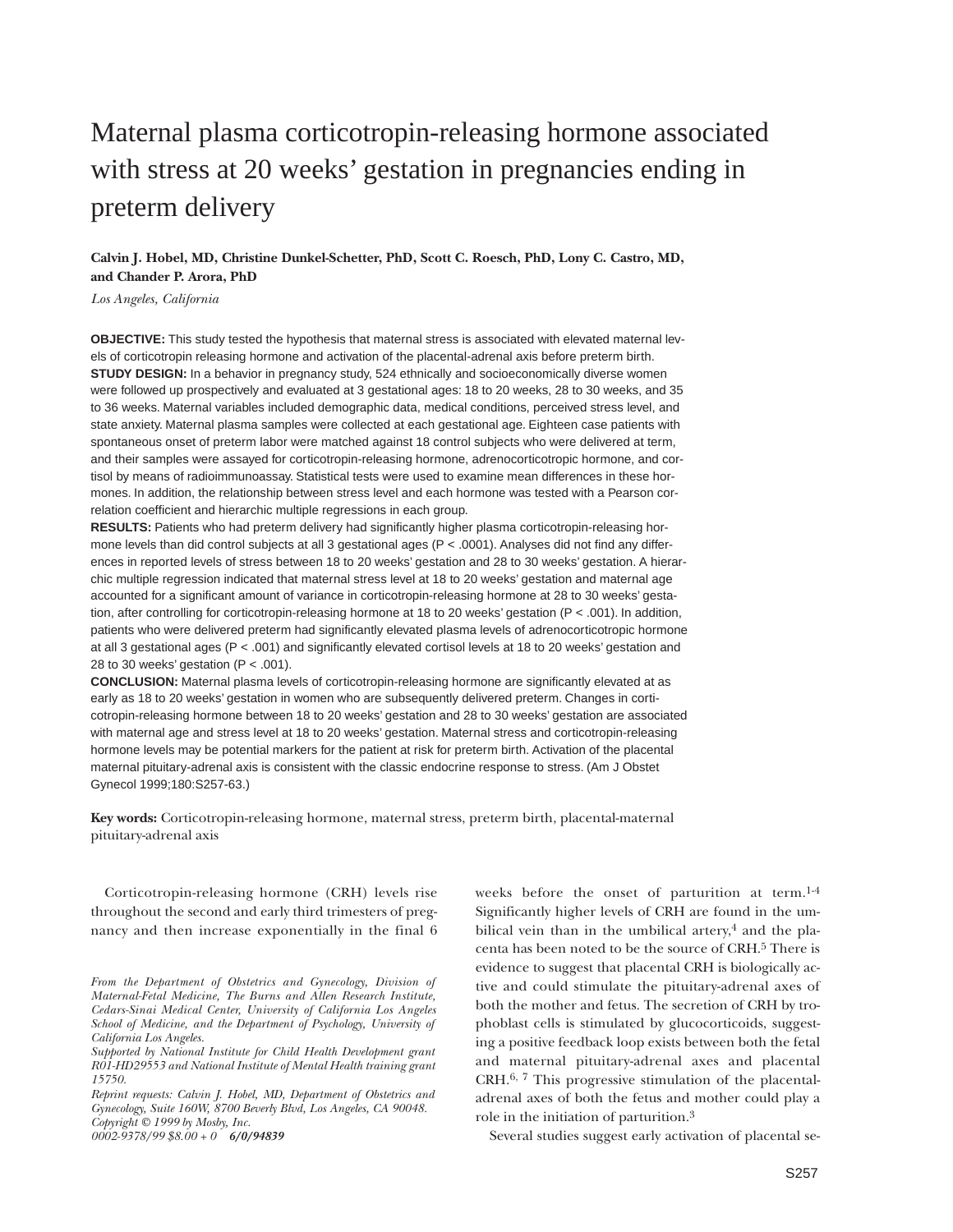# Maternal plasma corticotropin-releasing hormone associated with stress at 20 weeks' gestation in pregnancies ending in preterm delivery

**Calvin J. Hobel, MD, Christine Dunkel-Schetter, PhD, Scott C. Roesch, PhD, Lony C. Castro, MD, and Chander P. Arora, PhD**

*Los Angeles, California*

**OBJECTIVE:** This study tested the hypothesis that maternal stress is associated with elevated maternal levels of corticotropin releasing hormone and activation of the placental-adrenal axis before preterm birth.
**STUDY DESIGN:** In a behavior in pregnancy study, 524 ethnically and socioeconomically diverse women were followed up prospectively and evaluated at 3 gestational ages: 18 to 20 weeks, 28 to 30 weeks, and 35 to 36 weeks. Maternal variables included demographic data, medical conditions, perceived stress level, and state anxiety. Maternal plasma samples were collected at each gestational age. Eighteen case patients with spontaneous onset of preterm labor were matched against 18 control subjects who were delivered at term, and their samples were assayed for corticotropin-releasing hormone, adrenocorticotropic hormone, and cortisol by means of radioimmunoassay. Statistical tests were used to examine mean differences in these hormones. In addition, the relationship between stress level and each hormone was tested with a Pearson correlation coefficient and hierarchic multiple regressions in each group.
**RESULTS:** Patients who had preterm delivery had significantly higher plasma corticotropin-releasing hormone levels than did control subjects at all 3 gestational ages ($P < .0001$). Analyses did not find any differences in reported levels of stress between 18 to 20 weeks' gestation and 28 to 30 weeks' gestation. A hierarchic multiple regression indicated that maternal stress level at 18 to 20 weeks' gestation and maternal age accounted for a significant amount of variance in corticotropin-releasing hormone at 28 to 30 weeks' gestation, after controlling for corticotropin-releasing hormone at 18 to 20 weeks' gestation ($P < .001$). In addition, patients who were delivered preterm had significantly elevated plasma levels of adrenocorticotropic hormone at all 3 gestational ages ($P < .001$) and significantly elevated cortisol levels at 18 to 20 weeks' gestation and 28 to 30 weeks' gestation ($P < .001$).
**CONCLUSION:** Maternal plasma levels of corticotropin-releasing hormone are significantly elevated at as early as 18 to 20 weeks' gestation in women who are subsequently delivered preterm. Changes in corticotropin-releasing hormone between 18 to 20 weeks' gestation and 28 to 30 weeks' gestation are associated with maternal age and stress level at 18 to 20 weeks' gestation. Maternal stress and corticotropin-releasing hormone levels may be potential markers for the patient at risk for preterm birth. Activation of the placental maternal pituitary-adrenal axis is consistent with the classic endocrine response to stress. (Am J Obstet Gynecol 1999;180:S257-63.)

**Key words:** Corticotropin-releasing hormone, maternal stress, preterm birth, placental-maternal pituitary-adrenal axis

Corticotropin-releasing hormone (CRH) levels rise throughout the second and early third trimesters of pregnancy and then increase exponentially in the final 6 weeks before the onset of parturition at term.[1-4] Significantly higher levels of CRH are found in the umbilical vein than in the umbilical artery,[4] and the placenta has been noted to be the source of CRH.[5] There is evidence to suggest that placental CRH is biologically active and could stimulate the pituitary-adrenal axes of both the mother and fetus. The secretion of CRH by trophoblast cells is stimulated by glucocorticoids, suggesting a positive feedback loop exists between both the fetal and maternal pituitary-adrenal axes and placental CRH.[6,7] This progressive stimulation of the placental-adrenal axes of both the fetus and mother could play a role in the initiation of parturition.[3]

Several studies suggest early activation of placental se-

*From the Department of Obstetrics and Gynecology, Division of Maternal-Fetal Medicine, The Burns and Allen Research Institute, Cedars-Sinai Medical Center, University of California Los Angeles School of Medicine, and the Department of Psychology, University of California Los Angeles.*

*Supported by National Institute for Child Health Development grant R01-HD29553 and National Institute of Mental Health training grant 15750.*

*Reprint requests: Calvin J. Hobel, MD, Department of Obstetrics and Gynecology, Suite 160W, 8700 Beverly Blvd, Los Angeles, CA 90048.*

*Copyright © 1999 by Mosby, Inc.*

*0002-9378/99 $8.00 + 0* ***6/0/94839***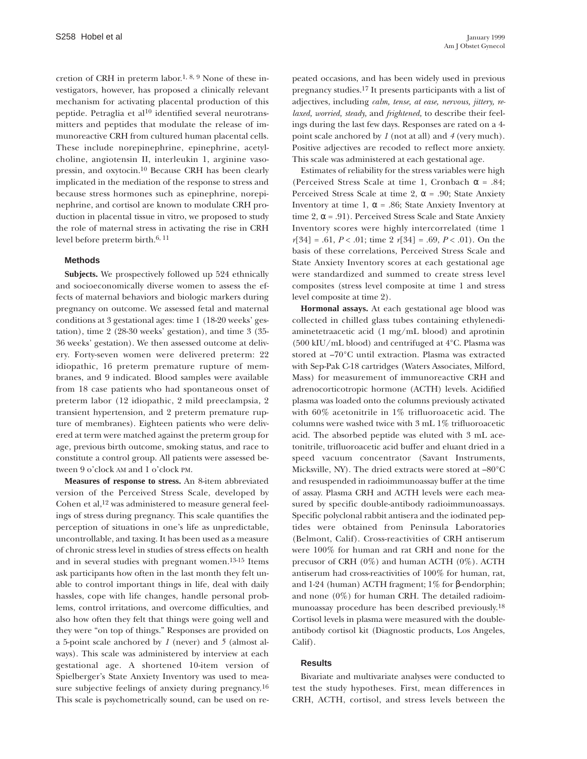cretion of CRH in preterm labor.[1, 8, 9] None of these investigators, however, has proposed a clinically relevant mechanism for activating placental production of this peptide. Petraglia et al[10] identified several neurotransmitters and peptides that modulate the release of immunoreactive CRH from cultured human placental cells. These include norepinephrine, epinephrine, acetylcholine, angiotensin II, interleukin 1, arginine vasopressin, and oxytocin.[10] Because CRH has been clearly implicated in the mediation of the response to stress and because stress hormones such as epinephrine, norepinephrine, and cortisol are known to modulate CRH production in placental tissue in vitro, we proposed to study the role of maternal stress in activating the rise in CRH level before preterm birth.[6, 11]

## Methods

**Subjects.** We prospectively followed up 524 ethnically and socioeconomically diverse women to assess the effects of maternal behaviors and biologic markers during pregnancy on outcome. We assessed fetal and maternal conditions at 3 gestational ages: time 1 (18-20 weeks' gestation), time 2 (28-30 weeks' gestation), and time 3 (35-36 weeks' gestation). We then assessed outcome at delivery. Forty-seven women were delivered preterm: 22 idiopathic, 16 preterm premature rupture of membranes, and 9 indicated. Blood samples were available from 18 case patients who had spontaneous onset of preterm labor (12 idiopathic, 2 mild preeclampsia, 2 transient hypertension, and 2 preterm premature rupture of membranes). Eighteen patients who were delivered at term were matched against the preterm group for age, previous birth outcome, smoking status, and race to constitute a control group. All patients were assessed between 9 o'clock AM and 1 o'clock PM.

**Measures of response to stress.** An 8-item abbreviated version of the Perceived Stress Scale, developed by Cohen et al,[12] was administered to measure general feelings of stress during pregnancy. This scale quantifies the perception of situations in one's life as unpredictable, uncontrollable, and taxing. It has been used as a measure of chronic stress level in studies of stress effects on health and in several studies with pregnant women.[13-15] Items ask participants how often in the last month they felt unable to control important things in life, deal with daily hassles, cope with life changes, handle personal problems, control irritations, and overcome difficulties, and also how often they felt that things were going well and they were "on top of things." Responses are provided on a 5-point scale anchored by *1* (never) and *5* (almost always). This scale was administered by interview at each gestational age. A shortened 10-item version of Spielberger's State Anxiety Inventory was used to measure subjective feelings of anxiety during pregnancy.[16] This scale is psychometrically sound, can be used on repeated occasions, and has been widely used in previous pregnancy studies.[17] It presents participants with a list of adjectives, including *calm, tense, at ease, nervous, jittery, relaxed, worried, steady,* and *frightened,* to describe their feelings during the last few days. Responses are rated on a 4-point scale anchored by *1* (not at all) and *4* (very much). Positive adjectives are recoded to reflect more anxiety. This scale was administered at each gestational age.

Estimates of reliability for the stress variables were high (Perceived Stress Scale at time 1, Cronbach $\alpha = .84$; Perceived Stress Scale at time 2, $\alpha = .90$; State Anxiety Inventory at time 1, $\alpha = .86$; State Anxiety Inventory at time 2, $\alpha = .91$). Perceived Stress Scale and State Anxiety Inventory scores were highly intercorrelated (time 1 $r[34] = .61$, $P < .01$; time 2 $r[34] = .69$, $P < .01$). On the basis of these correlations, Perceived Stress Scale and State Anxiety Inventory scores at each gestational age were standardized and summed to create stress level composites (stress level composite at time 1 and stress level composite at time 2).

**Hormonal assays.** At each gestational age blood was collected in chilled glass tubes containing ethylenediaminetetraacetic acid (1 mg/mL blood) and aprotinin (500 kIU/mL blood) and centrifuged at 4°C. Plasma was stored at –70°C until extraction. Plasma was extracted with Sep-Pak C-18 cartridges (Waters Associates, Milford, Mass) for measurement of immunoreactive CRH and adrenocorticotropic hormone (ACTH) levels. Acidified plasma was loaded onto the columns previously activated with 60% acetonitrile in 1% trifluoroacetic acid. The columns were washed twice with 3 mL 1% trifluoroacetic acid. The absorbed peptide was eluted with 3 mL acetonitrile, trifluoroacetic acid buffer and eluant dried in a speed vacuum concentrator (Savant Instruments, Micksville, NY). The dried extracts were stored at –80°C and resuspended in radioimmunoassay buffer at the time of assay. Plasma CRH and ACTH levels were each measured by specific double-antibody radioimmunoassays. Specific polyclonal rabbit antisera and the iodinated peptides were obtained from Peninsula Laboratories (Belmont, Calif). Cross-reactivities of CRH antiserum were 100% for human and rat CRH and none for the precusor of CRH (0%) and human ACTH (0%). ACTH antiserum had cross-reactivities of 100% for human, rat, and 1-24 (human) ACTH fragment; 1% for β-endorphin; and none (0%) for human CRH. The detailed radioimmunoassay procedure has been described previously.[18] Cortisol levels in plasma were measured with the double-antibody cortisol kit (Diagnostic products, Los Angeles, Calif).

## Results

Bivariate and multivariate analyses were conducted to test the study hypotheses. First, mean differences in CRH, ACTH, cortisol, and stress levels between the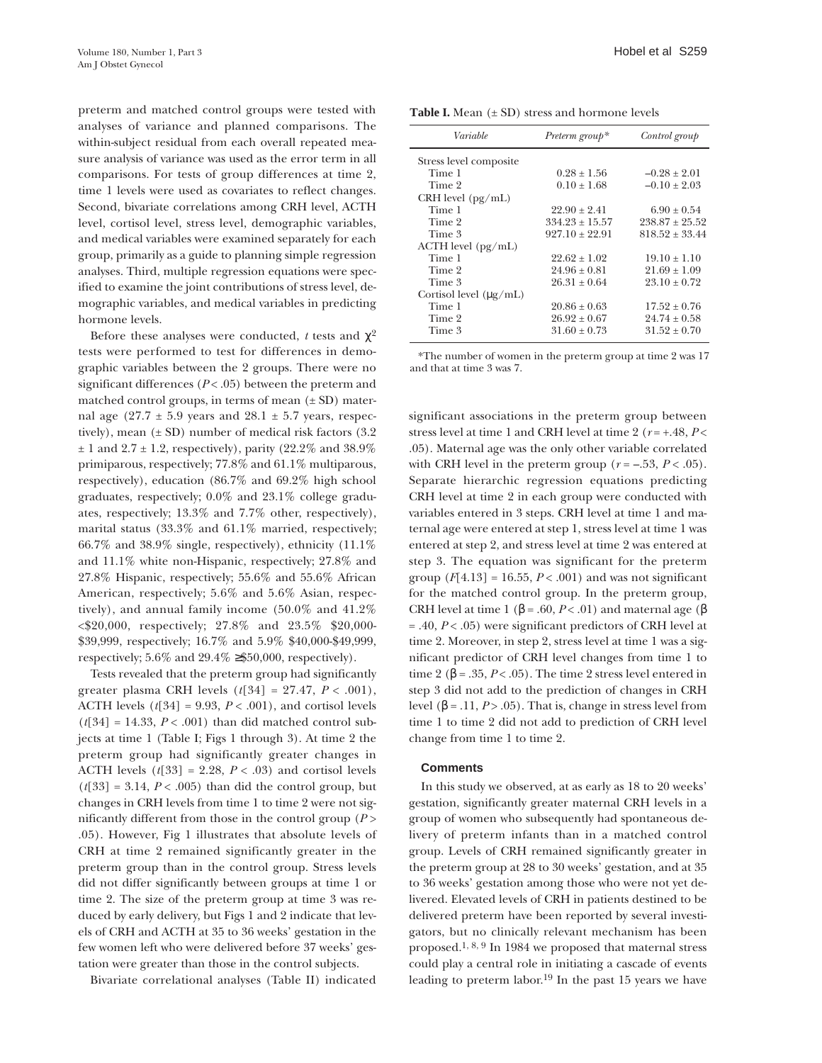preterm and matched control groups were tested with analyses of variance and planned comparisons. The within-subject residual from each overall repeated measure analysis of variance was used as the error term in all comparisons. For tests of group differences at time 2, time 1 levels were used as covariates to reflect changes. Second, bivariate correlations among CRH level, ACTH level, cortisol level, stress level, demographic variables, and medical variables were examined separately for each group, primarily as a guide to planning simple regression analyses. Third, multiple regression equations were specified to examine the joint contributions of stress level, demographic variables, and medical variables in predicting hormone levels.

Before these analyses were conducted, *t* tests and $\chi^2$ tests were performed to test for differences in demographic variables between the 2 groups. There were no significant differences ($P < .05$) between the preterm and matched control groups, in terms of mean (± SD) maternal age (27.7 ± 5.9 years and 28.1 ± 5.7 years, respectively), mean (± SD) number of medical risk factors (3.2 ± 1 and 2.7 ± 1.2, respectively), parity (22.2% and 38.9% primiparous, respectively; 77.8% and 61.1% multiparous, respectively), education (86.7% and 69.2% high school graduates, respectively; 0.0% and 23.1% college graduates, respectively; 13.3% and 7.7% other, respectively), marital status (33.3% and 61.1% married, respectively; 66.7% and 38.9% single, respectively), ethnicity (11.1% and 11.1% white non-Hispanic, respectively; 27.8% and 27.8% Hispanic, respectively; 55.6% and 55.6% African American, respectively; 5.6% and 5.6% Asian, respectively), and annual family income (50.0% and 41.2% <$20,000, respectively; 27.8% and 23.5% $20,000-$39,999, respectively; 16.7% and 5.9% $40,000-$49,999, respectively; 5.6% and 29.4% ≥$50,000, respectively).

Tests revealed that the preterm group had significantly greater plasma CRH levels ($t[34] = 27.47$, $P < .001$), ACTH levels ($t[34] = 9.93$, $P < .001$), and cortisol levels ($t[34] = 14.33$, $P < .001$) than did matched control subjects at time 1 (Table I; Figs 1 through 3). At time 2 the preterm group had significantly greater changes in ACTH levels ($t[33] = 2.28$, $P < .03$) and cortisol levels ($t[33] = 3.14$, $P < .005$) than did the control group, but changes in CRH levels from time 1 to time 2 were not significantly different from those in the control group ($P > .05$). However, Fig 1 illustrates that absolute levels of CRH at time 2 remained significantly greater in the preterm group than in the control group. Stress levels did not differ significantly between groups at time 1 or time 2. The size of the preterm group at time 3 was reduced by early delivery, but Figs 1 and 2 indicate that levels of CRH and ACTH at 35 to 36 weeks' gestation in the few women left who were delivered before 37 weeks' gestation were greater than those in the control subjects.

Bivariate correlational analyses (Table II) indicated significant associations in the preterm group between stress level at time 1 and CRH level at time 2 ($r = +.48$, $P < .05$). Maternal age was the only other variable correlated with CRH level in the preterm group ($r = -.53$, $P < .05$). Separate hierarchic regression equations predicting CRH level at time 2 in each group were conducted with variables entered in 3 steps. CRH level at time 1 and maternal age were entered at step 1, stress level at time 1 was entered at step 2, and stress level at time 2 was entered at step 3. The equation was significant for the preterm group ($F[4.13] = 16.55$, $P < .001$) and was not significant for the matched control group. In the preterm group, CRH level at time 1 ($\beta = .60$, $P < .01$) and maternal age ($\beta = .40$, $P < .05$) were significant predictors of CRH level at time 2. Moreover, in step 2, stress level at time 1 was a significant predictor of CRH level changes from time 1 to time 2 ($\beta = .35$, $P < .05$). The time 2 stress level entered in step 3 did not add to the prediction of changes in CRH level ($\beta = .11$, $P > .05$). That is, change in stress level from time 1 to time 2 did not add to prediction of CRH level change from time 1 to time 2.

**Table I.** Mean (± SD) stress and hormone levels

| *Variable* | *Preterm group\** | *Control group* |
|---|---|---|
| Stress level composite | | |
| Time 1 | 0.28 ± 1.56 | −0.28 ± 2.01 |
| Time 2 | 0.10 ± 1.68 | −0.10 ± 2.03 |
| CRH level (pg/mL) | | |
| Time 1 | 22.90 ± 2.41 | 6.90 ± 0.54 |
| Time 2 | 334.23 ± 15.57 | 238.87 ± 25.52 |
| Time 3 | 927.10 ± 22.91 | 818.52 ± 33.44 |
| ACTH level (pg/mL) | | |
| Time 1 | 22.62 ± 1.02 | 19.10 ± 1.10 |
| Time 2 | 24.96 ± 0.81 | 21.69 ± 1.09 |
| Time 3 | 26.31 ± 0.64 | 23.10 ± 0.72 |
| Cortisol level (μg/mL) | | |
| Time 1 | 20.86 ± 0.63 | 17.52 ± 0.76 |
| Time 2 | 26.92 ± 0.67 | 24.74 ± 0.58 |
| Time 3 | 31.60 ± 0.73 | 31.52 ± 0.70 |

\*The number of women in the preterm group at time 2 was 17 and that at time 3 was 7.

### Comments

In this study we observed, at as early as 18 to 20 weeks' gestation, significantly greater maternal CRH levels in a group of women who subsequently had spontaneous delivery of preterm infants than in a matched control group. Levels of CRH remained significantly greater in the preterm group at 28 to 30 weeks' gestation, and at 35 to 36 weeks' gestation among those who were not yet delivered. Elevated levels of CRH in patients destined to be delivered preterm have been reported by several investigators, but no clinically relevant mechanism has been proposed.[1, 8, 9] In 1984 we proposed that maternal stress could play a central role in initiating a cascade of events leading to preterm labor.[19] In the past 15 years we have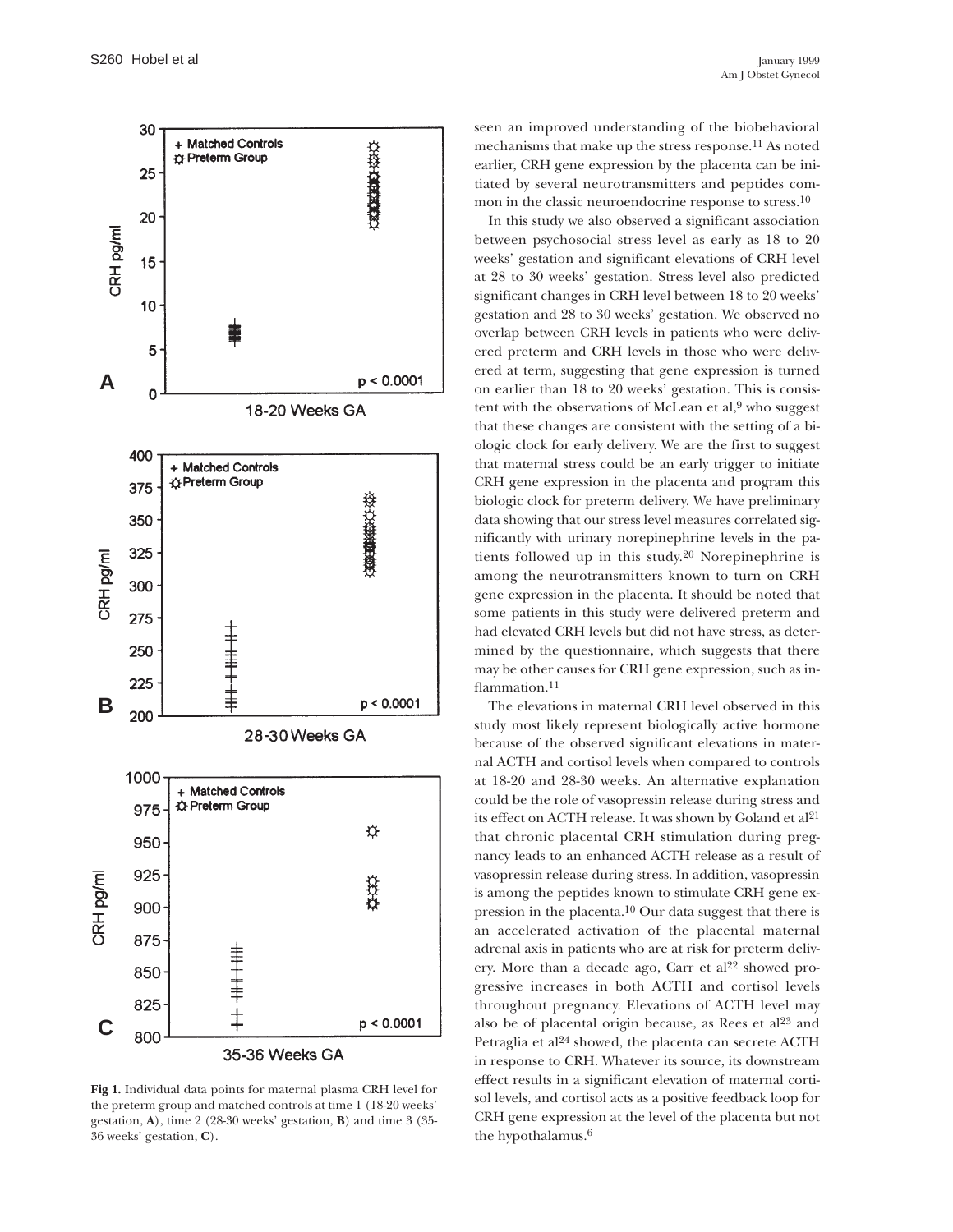**Fig 1.** Individual data points for maternal plasma CRH level for the preterm group and matched controls at time 1 (18-20 weeks' gestation, **A**), time 2 (28-30 weeks' gestation, **B**) and time 3 (35-36 weeks' gestation, **C**).

seen an improved understanding of the biobehavioral mechanisms that make up the stress response.[11] As noted earlier, CRH gene expression by the placenta can be initiated by several neurotransmitters and peptides common in the classic neuroendocrine response to stress.[10]

In this study we also observed a significant association between psychosocial stress level as early as 18 to 20 weeks' gestation and significant elevations of CRH level at 28 to 30 weeks' gestation. Stress level also predicted significant changes in CRH level between 18 to 20 weeks' gestation and 28 to 30 weeks' gestation. We observed no overlap between CRH levels in patients who were delivered preterm and CRH levels in those who were delivered at term, suggesting that gene expression is turned on earlier than 18 to 20 weeks' gestation. This is consistent with the observations of McLean et al,[9] who suggest that these changes are consistent with the setting of a biologic clock for early delivery. We are the first to suggest that maternal stress could be an early trigger to initiate CRH gene expression in the placenta and program this biologic clock for preterm delivery. We have preliminary data showing that our stress level measures correlated significantly with urinary norepinephrine levels in the patients followed up in this study.[20] Norepinephrine is among the neurotransmitters known to turn on CRH gene expression in the placenta. It should be noted that some patients in this study were delivered preterm and had elevated CRH levels but did not have stress, as determined by the questionnaire, which suggests that there may be other causes for CRH gene expression, such as inflammation.[11]

The elevations in maternal CRH level observed in this study most likely represent biologically active hormone because of the observed significant elevations in maternal ACTH and cortisol levels when compared to controls at 18-20 and 28-30 weeks. An alternative explanation could be the role of vasopressin release during stress and its effect on ACTH release. It was shown by Goland et al[21] that chronic placental CRH stimulation during pregnancy leads to an enhanced ACTH release as a result of vasopressin release during stress. In addition, vasopressin is among the peptides known to stimulate CRH gene expression in the placenta.[10] Our data suggest that there is an accelerated activation of the placental maternal adrenal axis in patients who are at risk for preterm delivery. More than a decade ago, Carr et al[22] showed progressive increases in both ACTH and cortisol levels throughout pregnancy. Elevations of ACTH level may also be of placental origin because, as Rees et al[23] and Petraglia et al[24] showed, the placenta can secrete ACTH in response to CRH. Whatever its source, its downstream effect results in a significant elevation of maternal cortisol levels, and cortisol acts as a positive feedback loop for CRH gene expression at the level of the placenta but not the hypothalamus.[6]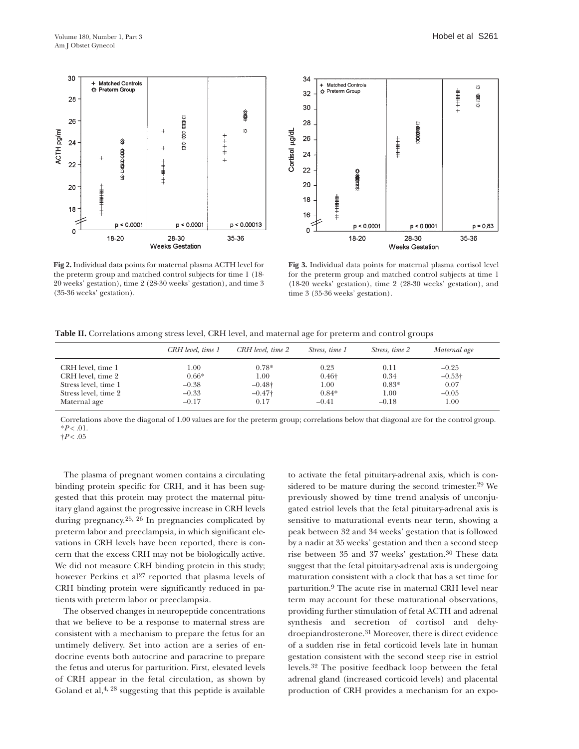**Fig 2.** Individual data points for maternal plasma ACTH level for the preterm group and matched control subjects for time 1 (18-20 weeks' gestation), time 2 (28-30 weeks' gestation), and time 3 (35-36 weeks' gestation).

**Fig 3.** Individual data points for maternal plasma cortisol level for the preterm group and matched control subjects at time 1 (18-20 weeks' gestation), time 2 (28-30 weeks' gestation), and time 3 (35-36 weeks' gestation).

**Table II.** Correlations among stress level, CRH level, and maternal age for preterm and control groups

| | *CRH level, time 1* | *CRH level, time 2* | *Stress, time 1* | *Stress, time 2* | *Maternal age* |
|---|---|---|---|---|---|
| CRH level, time 1 | 1.00 | 0.78* | 0.23 | 0.11 | −0.25 |
| CRH level, time 2 | 0.66* | 1.00 | 0.46† | 0.34 | −0.53† |
| Stress level, time 1 | −0.38 | −0.48† | 1.00 | 0.83* | 0.07 |
| Stress level, time 2 | −0.33 | −0.47† | 0.84* | 1.00 | −0.05 |
| Maternal age | −0.17 | 0.17 | −0.41 | −0.18 | 1.00 |

Correlations above the diagonal of 1.00 values are for the preterm group; correlations below that diagonal are for the control group.
*$P < .01$.
†$P < .05$

The plasma of pregnant women contains a circulating binding protein specific for CRH, and it has been suggested that this protein may protect the maternal pituitary gland against the progressive increase in CRH levels during pregnancy.[25, 26] In pregnancies complicated by preterm labor and preeclampsia, in which significant elevations in CRH levels have been reported, there is concern that the excess CRH may not be biologically active. We did not measure CRH binding protein in this study; however Perkins et al[27] reported that plasma levels of CRH binding protein were significantly reduced in patients with preterm labor or preeclampsia.

The observed changes in neuropeptide concentrations that we believe to be a response to maternal stress are consistent with a mechanism to prepare the fetus for an untimely delivery. Set into action are a series of endocrine events both autocrine and paracrine to prepare the fetus and uterus for parturition. First, elevated levels of CRH appear in the fetal circulation, as shown by Goland et al,[4, 28] suggesting that this peptide is available to activate the fetal pituitary-adrenal axis, which is considered to be mature during the second trimester.[29] We previously showed by time trend analysis of unconjugated estriol levels that the fetal pituitary-adrenal axis is sensitive to maturational events near term, showing a peak between 32 and 34 weeks' gestation that is followed by a nadir at 35 weeks' gestation and then a second steep rise between 35 and 37 weeks' gestation.[30] These data suggest that the fetal pituitary-adrenal axis is undergoing maturation consistent with a clock that has a set time for parturition.[9] The acute rise in maternal CRH level near term may account for these maturational observations, providing further stimulation of fetal ACTH and adrenal synthesis and secretion of cortisol and dehydroepiandrosterone.[31] Moreover, there is direct evidence of a sudden rise in fetal corticoid levels late in human gestation consistent with the second steep rise in estriol levels.[32] The positive feedback loop between the fetal adrenal gland (increased corticoid levels) and placental production of CRH provides a mechanism for an expo-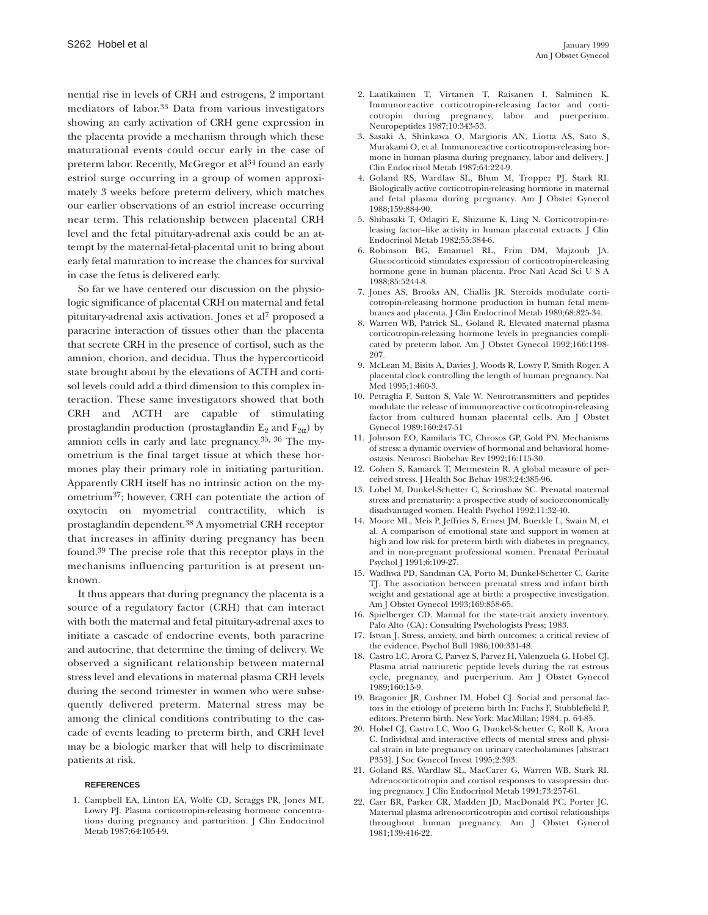nential rise in levels of CRH and estrogens, 2 important mediators of labor.[33] Data from various investigators showing an early activation of CRH gene expression in the placenta provide a mechanism through which these maturational events could occur early in the case of preterm labor. Recently, McGregor et al[34] found an early estriol surge occurring in a group of women approximately 3 weeks before preterm delivery, which matches our earlier observations of an estriol increase occurring near term. This relationship between placental CRH level and the fetal pituitary-adrenal axis could be an attempt by the maternal-fetal-placental unit to bring about early fetal maturation to increase the chances for survival in case the fetus is delivered early.

So far we have centered our discussion on the physiologic significance of placental CRH on maternal and fetal pituitary-adrenal axis activation. Jones et al[7] proposed a paracrine interaction of tissues other than the placenta that secrete CRH in the presence of cortisol, such as the amnion, chorion, and decidua. Thus the hypercorticoid state brought about by the elevations of ACTH and cortisol levels could add a third dimension to this complex interaction. These same investigators showed that both CRH and ACTH are capable of stimulating prostaglandin production (prostaglandin $E_2$ and $F_{2\alpha}$) by amnion cells in early and late pregnancy.[35, 36] The myometrium is the final target tissue at which these hormones play their primary role in initiating parturition. Apparently CRH itself has no intrinsic action on the myometrium[37]; however, CRH can potentiate the action of oxytocin on myometrial contractility, which is prostaglandin dependent.[38] A myometrial CRH receptor that increases in affinity during pregnancy has been found.[39] The precise role that this receptor plays in the mechanisms influencing parturition is at present unknown.

It thus appears that during pregnancy the placenta is a source of a regulatory factor (CRH) that can interact with both the maternal and fetal pituitary-adrenal axes to initiate a cascade of endocrine events, both paracrine and autocrine, that determine the timing of delivery. We observed a significant relationship between maternal stress level and elevations in maternal plasma CRH levels during the second trimester in women who were subsequently delivered preterm. Maternal stress may be among the clinical conditions contributing to the cascade of events leading to preterm birth, and CRH level may be a biologic marker that will help to discriminate patients at risk.

## REFERENCES

1. Campbell EA, Linton EA, Wolfe CD, Scraggs PR, Jones MT, Lowry PJ. Plasma corticotropin-releasing hormone concentrations during pregnancy and parturition. J Clin Endocrinol Metab 1987;64:1054-9.
2. Laatikainen T, Virtanen T, Raisanen I, Salminen K. Immunoreactive corticotropin-releasing factor and corticotropin during pregnancy, labor and puerperium. Neuropeptides 1987;10:343-53.
3. Sasaki A, Shinkawa O, Margioris AN, Liotta AS, Sato S, Murakami O, et al. Immunoreactive corticotropin-releasing hormone in human plasma during pregnancy, labor and delivery. J Clin Endocrinol Metab 1987;64:224-9.
4. Goland RS, Wardlaw SL, Blum M, Tropper PJ, Stark RI. Biologically active corticotropin-releasing hormone in maternal and fetal plasma during pregnancy. Am J Obstet Gynecol 1988;159:884-90.
5. Shibasaki T, Odagiri E, Shizume K, Ling N. Corticotropin-releasing factor–like activity in human placental extracts. J Clin Endocrinol Metab 1982;55:384-6.
6. Robinson BG, Emanuel RL, Frim DM, Majzoub JA. Glucocorticoid stimulates expression of corticotropin-releasing hormone gene in human placenta. Proc Natl Acad Sci U S A 1988;85:5244-8.
7. Jones AS, Brooks AN, Challis JR. Steroids modulate corticotropin-releasing hormone production in human fetal membranes and placenta. J Clin Endocrinol Metab 1989;68:825-34.
8. Warren WB, Patrick SL, Goland R. Elevated maternal plasma corticotropin-releasing hormone levels in pregnancies complicated by preterm labor. Am J Obstet Gynecol 1992;166:1198-207.
9. McLean M, Bisits A, Davies J, Woods R, Lowry P, Smith Roger. A placental clock controlling the length of human pregnancy. Nat Med 1995;1:460-3.
10. Petraglia F, Sutton S, Vale W. Neurotransmitters and peptides modulate the release of immunoreactive corticotropin-releasing factor from cultured human placental cells. Am J Obstet Gynecol 1989;160:247-51
11. Johnson EO, Kamilaris TC, Chrosos GP, Gold PN. Mechanisms of stress: a dynamic overview of hormonal and behavioral homeostasis. Neurosci Biobehav Rev 1992;16:115-30.
12. Cohen S, Kamarck T, Mermestein R. A global measure of perceived stress. J Health Soc Behav 1983;24:385-96.
13. Lobel M, Dunkel-Schetter C, Scrimshaw SC. Prenatal maternal stress and prematurity: a prospective study of socioeconomically disadvantaged women. Health Psychol 1992;11:32-40.
14. Moore ML, Meis P, Jeffries S, Ernest JM, Buerkle L, Swain M, et al. A comparison of emotional state and support in women at high and low risk for preterm birth with diabetes in pregnancy, and in non-pregnant professional women. Prenatal Perinatal Psychol J 1991;6:109-27.
15. Wadhwa PD, Sandman CA, Porto M, Dunkel-Schetter C, Garite TJ. The association between prenatal stress and infant birth weight and gestational age at birth: a prospective investigation. Am J Obstet Gynecol 1993;169:858-65.
16. Spielberger CD. Manual for the state-trait anxiety inventory. Palo Alto (CA): Consulting Psychologists Press; 1983.
17. Istvan J. Stress, anxiety, and birth outcomes: a critical review of the evidence. Psychol Bull 1986;100:331-48.
18. Castro LC, Arora C, Parvez S, Parvez H, Valenzuela G, Hobel CJ. Plasma atrial natriuretic peptide levels during the rat estrous cycle, pregnancy, and puerperium. Am J Obstet Gynecol 1989;160:15-9.
19. Bragonier JR, Cushner IM, Hobel CJ. Social and personal factors in the etiology of preterm birth In: Fuchs F, Stubblefield P, editors. Preterm birth. New York: MacMillan; 1984. p. 64-85.
20. Hobel CJ, Castro LC, Woo G, Dunkel-Schetter C, Roll K, Arora C. Individual and interactive effects of mental stress and physical strain in late pregnancy on urinary catecholamines [abstract P353]. J Soc Gynecol Invest 1995;2:393.
21. Goland RS, Wardlaw SL, MacCarer G, Warren WB, Stark RI. Adrenocorticotropin and cortisol responses to vasopressin during pregnancy. J Clin Endocrinol Metab 1991;73:257-61.
22. Carr BR, Parker CR, Madden JD, MacDonald PC, Porter JC. Maternal plasma adrenocorticotropin and cortisol relationships throughout human pregnancy. Am J Obstet Gynecol 1981;139:416-22.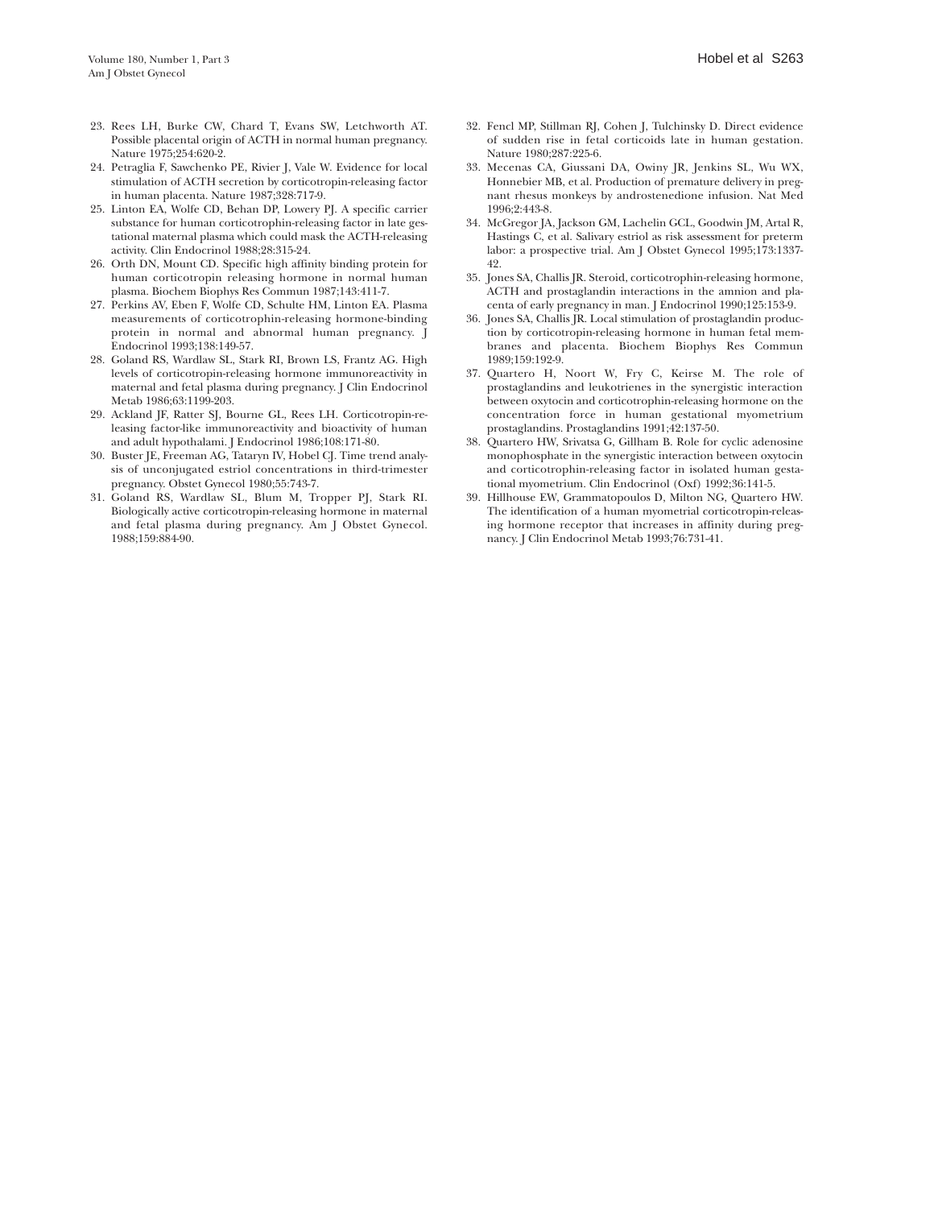23. Rees LH, Burke CW, Chard T, Evans SW, Letchworth AT. Possible placental origin of ACTH in normal human pregnancy. Nature 1975;254:620-2.
24. Petraglia F, Sawchenko PE, Rivier J, Vale W. Evidence for local stimulation of ACTH secretion by corticotropin-releasing factor in human placenta. Nature 1987;328:717-9.
25. Linton EA, Wolfe CD, Behan DP, Lowery PJ. A specific carrier substance for human corticotrophin-releasing factor in late gestational maternal plasma which could mask the ACTH-releasing activity. Clin Endocrinol 1988;28:315-24.
26. Orth DN, Mount CD. Specific high affinity binding protein for human corticotropin releasing hormone in normal human plasma. Biochem Biophys Res Commun 1987;143:411-7.
27. Perkins AV, Eben F, Wolfe CD, Schulte HM, Linton EA. Plasma measurements of corticotrophin-releasing hormone-binding protein in normal and abnormal human pregnancy. J Endocrinol 1993;138:149-57.
28. Goland RS, Wardlaw SL, Stark RI, Brown LS, Frantz AG. High levels of corticotropin-releasing hormone immunoreactivity in maternal and fetal plasma during pregnancy. J Clin Endocrinol Metab 1986;63:1199-203.
29. Ackland JF, Ratter SJ, Bourne GL, Rees LH. Corticotropin-releasing factor-like immunoreactivity and bioactivity of human and adult hypothalami. J Endocrinol 1986;108:171-80.
30. Buster JE, Freeman AG, Tataryn IV, Hobel CJ. Time trend analysis of unconjugated estriol concentrations in third-trimester pregnancy. Obstet Gynecol 1980;55:743-7.
31. Goland RS, Wardlaw SL, Blum M, Tropper PJ, Stark RI. Biologically active corticotropin-releasing hormone in maternal and fetal plasma during pregnancy. Am J Obstet Gynecol. 1988;159:884-90.
32. Fencl MP, Stillman RJ, Cohen J, Tulchinsky D. Direct evidence of sudden rise in fetal corticoids late in human gestation. Nature 1980;287:225-6.
33. Mecenas CA, Giussani DA, Owiny JR, Jenkins SL, Wu WX, Honnebier MB, et al. Production of premature delivery in pregnant rhesus monkeys by androstenedione infusion. Nat Med 1996;2:443-8.
34. McGregor JA, Jackson GM, Lachelin GCL, Goodwin JM, Artal R, Hastings C, et al. Salivary estriol as risk assessment for preterm labor: a prospective trial. Am J Obstet Gynecol 1995;173:1337-42.
35. Jones SA, Challis JR. Steroid, corticotrophin-releasing hormone, ACTH and prostaglandin interactions in the amnion and placenta of early pregnancy in man. J Endocrinol 1990;125:153-9.
36. Jones SA, Challis JR. Local stimulation of prostaglandin production by corticotropin-releasing hormone in human fetal membranes and placenta. Biochem Biophys Res Commun 1989;159:192-9.
37. Quartero H, Noort W, Fry C, Keirse M. The role of prostaglandins and leukotrienes in the synergistic interaction between oxytocin and corticotrophin-releasing hormone on the concentration force in human gestational myometrium prostaglandins. Prostaglandins 1991;42:137-50.
38. Quartero HW, Srivatsa G, Gillham B. Role for cyclic adenosine monophosphate in the synergistic interaction between oxytocin and corticotrophin-releasing factor in isolated human gestational myometrium. Clin Endocrinol (Oxf) 1992;36:141-5.
39. Hillhouse EW, Grammatopoulos D, Milton NG, Quartero HW. The identification of a human myometrial corticotropin-releasing hormone receptor that increases in affinity during pregnancy. J Clin Endocrinol Metab 1993;76:731-41.